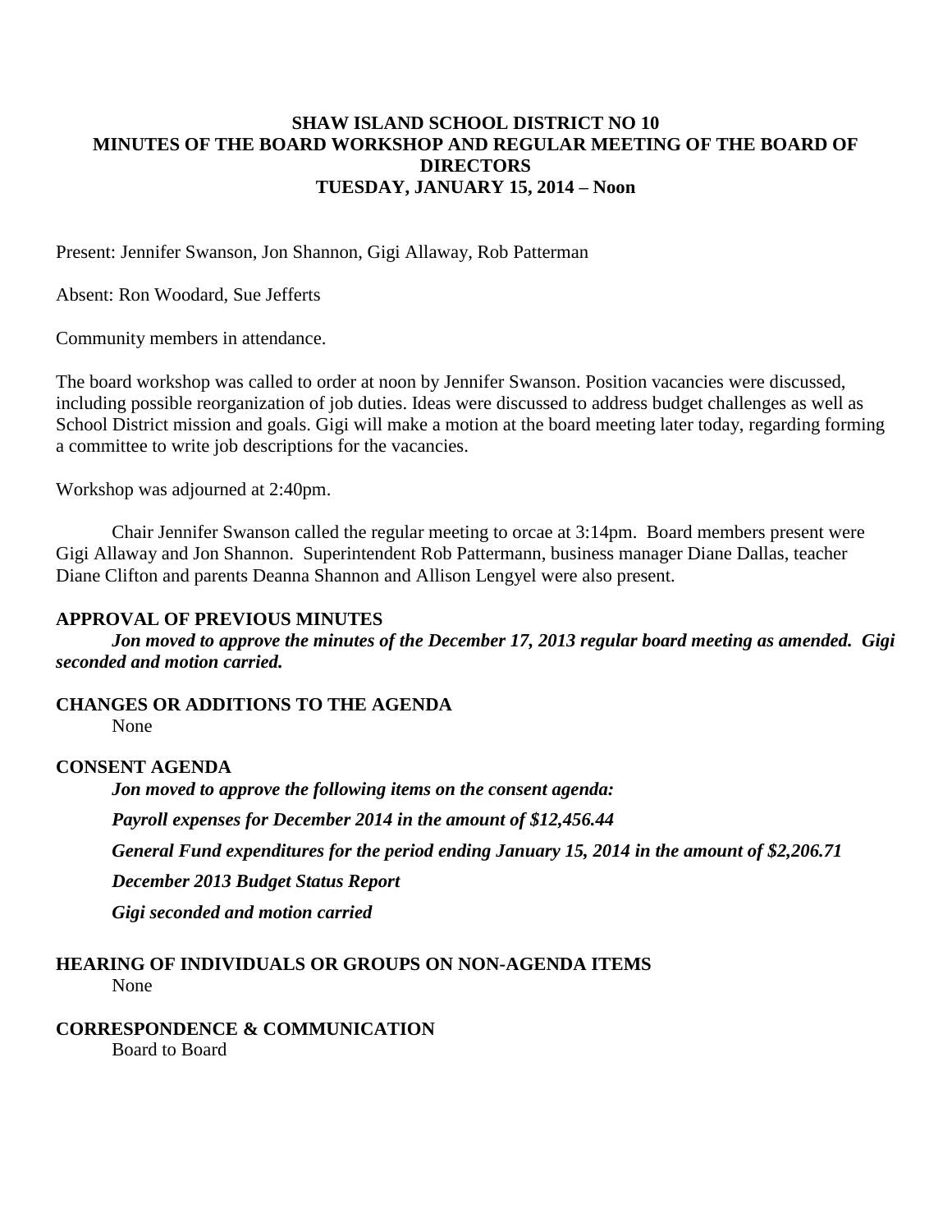**SHAW ISLAND SCHOOL DISTRICT NO 10**
**MINUTES OF THE BOARD WORKSHOP AND REGULAR MEETING OF THE BOARD OF DIRECTORS**
**TUESDAY, JANUARY 15, 2014 – Noon**

Present: Jennifer Swanson, Jon Shannon, Gigi Allaway, Rob Patterman

Absent: Ron Woodard, Sue Jefferts

Community members in attendance.

The board workshop was called to order at noon by Jennifer Swanson. Position vacancies were discussed, including possible reorganization of job duties. Ideas were discussed to address budget challenges as well as School District mission and goals. Gigi will make a motion at the board meeting later today, regarding forming a committee to write job descriptions for the vacancies.

Workshop was adjourned at 2:40pm.

Chair Jennifer Swanson called the regular meeting to orcae at 3:14pm. Board members present were Gigi Allaway and Jon Shannon. Superintendent Rob Pattermann, business manager Diane Dallas, teacher Diane Clifton and parents Deanna Shannon and Allison Lengyel were also present.

**APPROVAL OF PREVIOUS MINUTES**

***Jon moved to approve the minutes of the December 17, 2013 regular board meeting as amended. Gigi seconded and motion carried.***

**CHANGES OR ADDITIONS TO THE AGENDA**

None

**CONSENT AGENDA**

***Jon moved to approve the following items on the consent agenda:***

***Payroll expenses for December 2014 in the amount of $12,456.44***

***General Fund expenditures for the period ending January 15, 2014 in the amount of $2,206.71***

***December 2013 Budget Status Report***

***Gigi seconded and motion carried***

**HEARING OF INDIVIDUALS OR GROUPS ON NON-AGENDA ITEMS**

None

**CORRESPONDENCE & COMMUNICATION**

Board to Board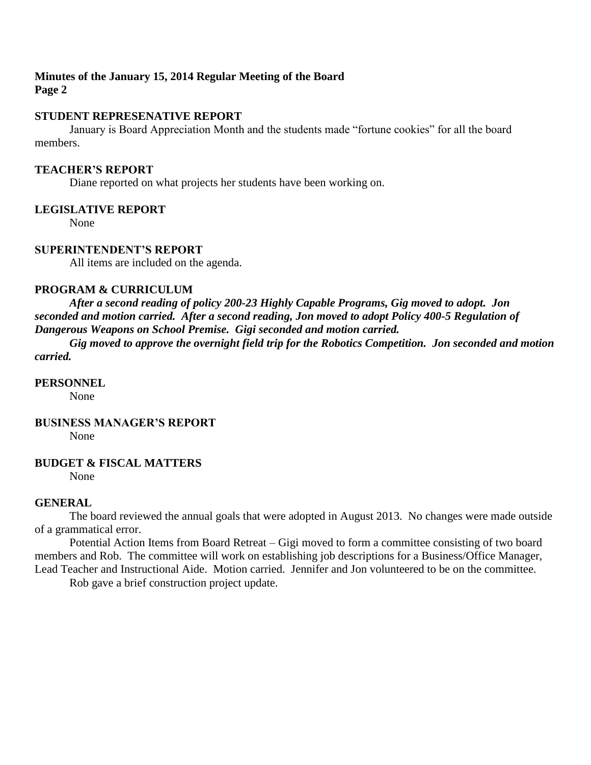**Minutes of the January 15, 2014 Regular Meeting of the Board**
**Page 2**

**STUDENT REPRESENATIVE REPORT**

January is Board Appreciation Month and the students made "fortune cookies" for all the board members.

**TEACHER'S REPORT**

Diane reported on what projects her students have been working on.

**LEGISLATIVE REPORT**

None

**SUPERINTENDENT'S REPORT**

All items are included on the agenda.

**PROGRAM & CURRICULUM**

***After a second reading of policy 200-23 Highly Capable Programs, Gig moved to adopt. Jon seconded and motion carried. After a second reading, Jon moved to adopt Policy 400-5 Regulation of Dangerous Weapons on School Premise. Gigi seconded and motion carried.***

***Gig moved to approve the overnight field trip for the Robotics Competition. Jon seconded and motion carried.***

**PERSONNEL**

None

**BUSINESS MANAGER'S REPORT**

None

**BUDGET & FISCAL MATTERS**

None

**GENERAL**

The board reviewed the annual goals that were adopted in August 2013. No changes were made outside of a grammatical error.

Potential Action Items from Board Retreat – Gigi moved to form a committee consisting of two board members and Rob. The committee will work on establishing job descriptions for a Business/Office Manager, Lead Teacher and Instructional Aide. Motion carried. Jennifer and Jon volunteered to be on the committee.

Rob gave a brief construction project update.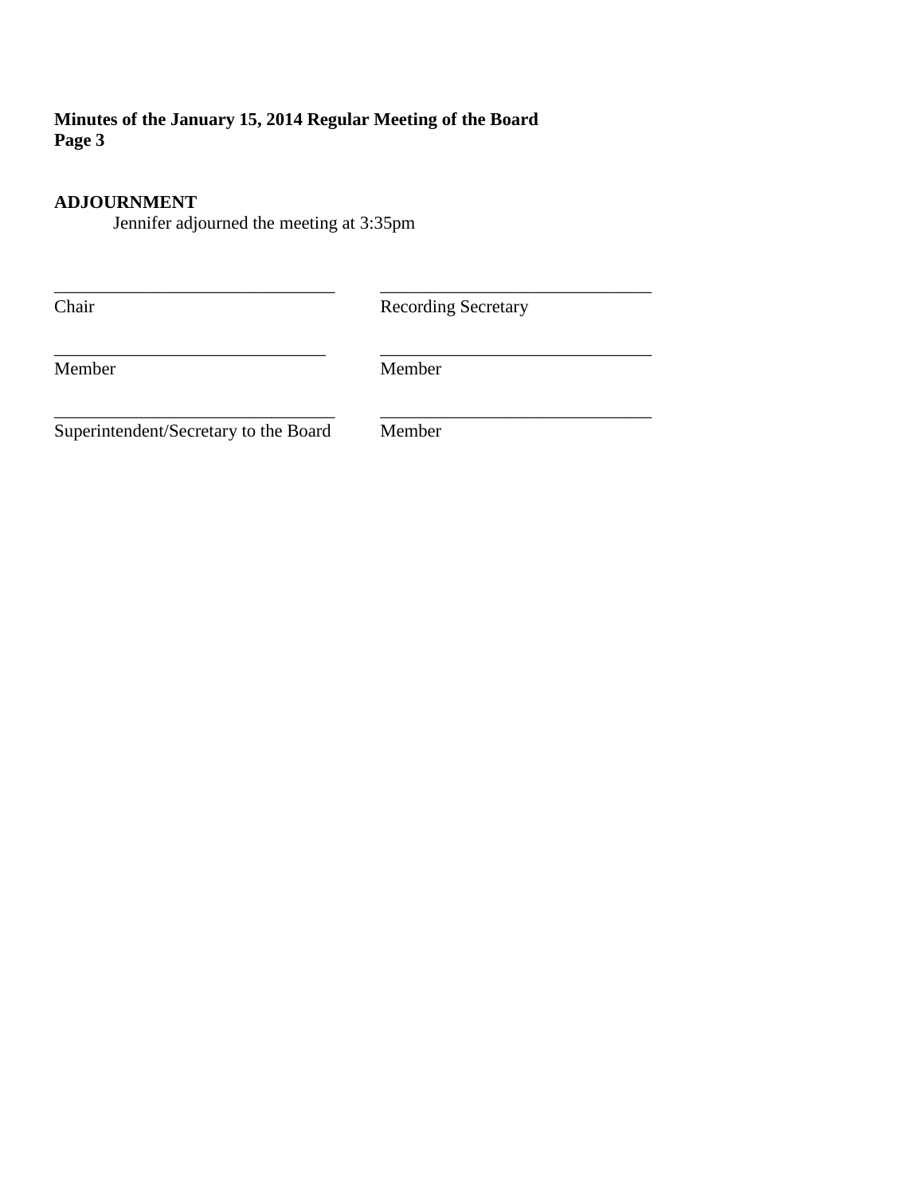**Minutes of the January 15, 2014 Regular Meeting of the Board**
**Page 3**

**ADJOURNMENT**

Jennifer adjourned the meeting at 3:35pm

| | |
|---|---|
| _______________________________ | _______________________________ |
| Chair | Recording Secretary |
| _______________________________ | _______________________________ |
| Member | Member |
| _______________________________ | _______________________________ |
| Superintendent/Secretary to the Board | Member |